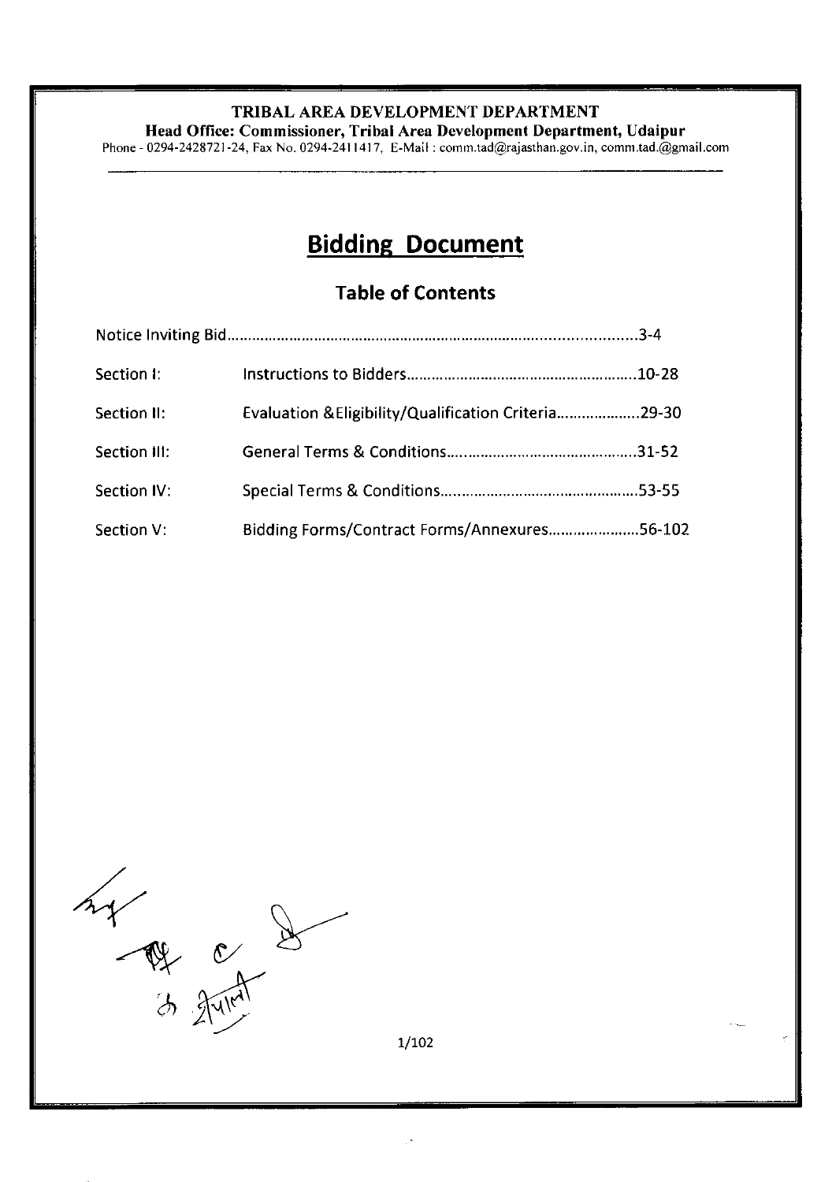**TRIBAL AREA DEVELOPMENT DEPARTMENT**

**Head Office: Commissioner, Tribal Area Development Department, Udaipur**

Phone - 0294-2428721-24, Fax No. 0294-2411417, E-Mail : comm.tad@rajasthan.gov.in, comm.tad.@gmail.com

# Bidding Document

## Table of Contents

| | | |
|---|---|---|
| Notice Inviting Bid | | 3-4 |
| Section I: | Instructions to Bidders | 10-28 |
| Section II: | Evaluation &Eligibility/Qualification Criteria | 29-30 |
| Section III: | General Terms & Conditions | 31-52 |
| Section IV: | Special Terms & Conditions | 53-55 |
| Section V: | Bidding Forms/Contract Forms/Annexures | 56-102 |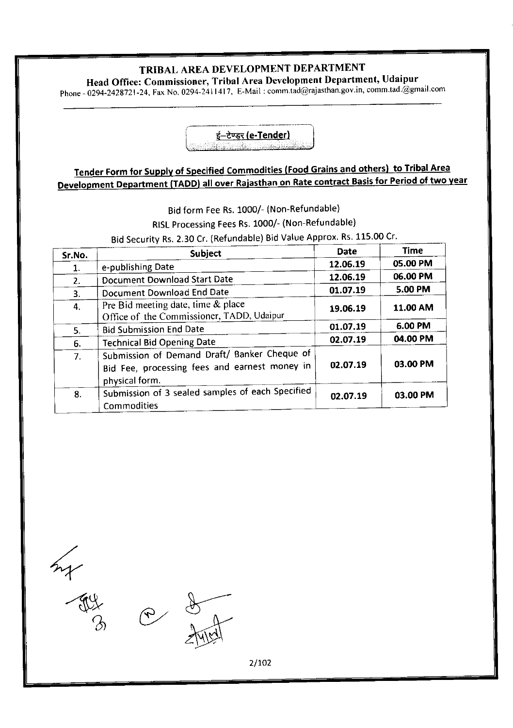# TRIBAL AREA DEVELOPMENT DEPARTMENT

**Head Office: Commissioner, Tribal Area Development Department, Udaipur**

Phone - 0294-2428721-24, Fax No. 0294-2411417, E-Mail : comm.tad@rajasthan.gov.in, comm.tad.@gmail.com

**ई–टेण्डर (e-Tender)**

## Tender Form for Supply of Specified Commodities (Food Grains and others) to Tribal Area Development Department (TADD) all over Rajasthan on Rate contract Basis for Period of two year

Bid form Fee Rs. 1000/- (Non-Refundable)

RISL Processing Fees Rs. 1000/- (Non-Refundable)

Bid Security Rs. 2.30 Cr. (Refundable) Bid Value Approx. Rs. 115.00 Cr.

| Sr.No. | Subject | Date | Time |
|---|---|---|---|
| 1. | e-publishing Date | 12.06.19 | 05.00 PM |
| 2. | Document Download Start Date | 12.06.19 | 06.00 PM |
| 3. | Document Download End Date | 01.07.19 | 5.00 PM |
| 4. | Pre Bid meeting date, time & place Office of the Commissioner, TADD, Udaipur | 19.06.19 | 11.00 AM |
| 5. | Bid Submission End Date | 01.07.19 | 6.00 PM |
| 6. | Technical Bid Opening Date | 02.07.19 | 04.00 PM |
| 7. | Submission of Demand Draft/ Banker Cheque of Bid Fee, processing fees and earnest money in physical form. | 02.07.19 | 03.00 PM |
| 8. | Submission of 3 sealed samples of each Specified Commodities | 02.07.19 | 03.00 PM |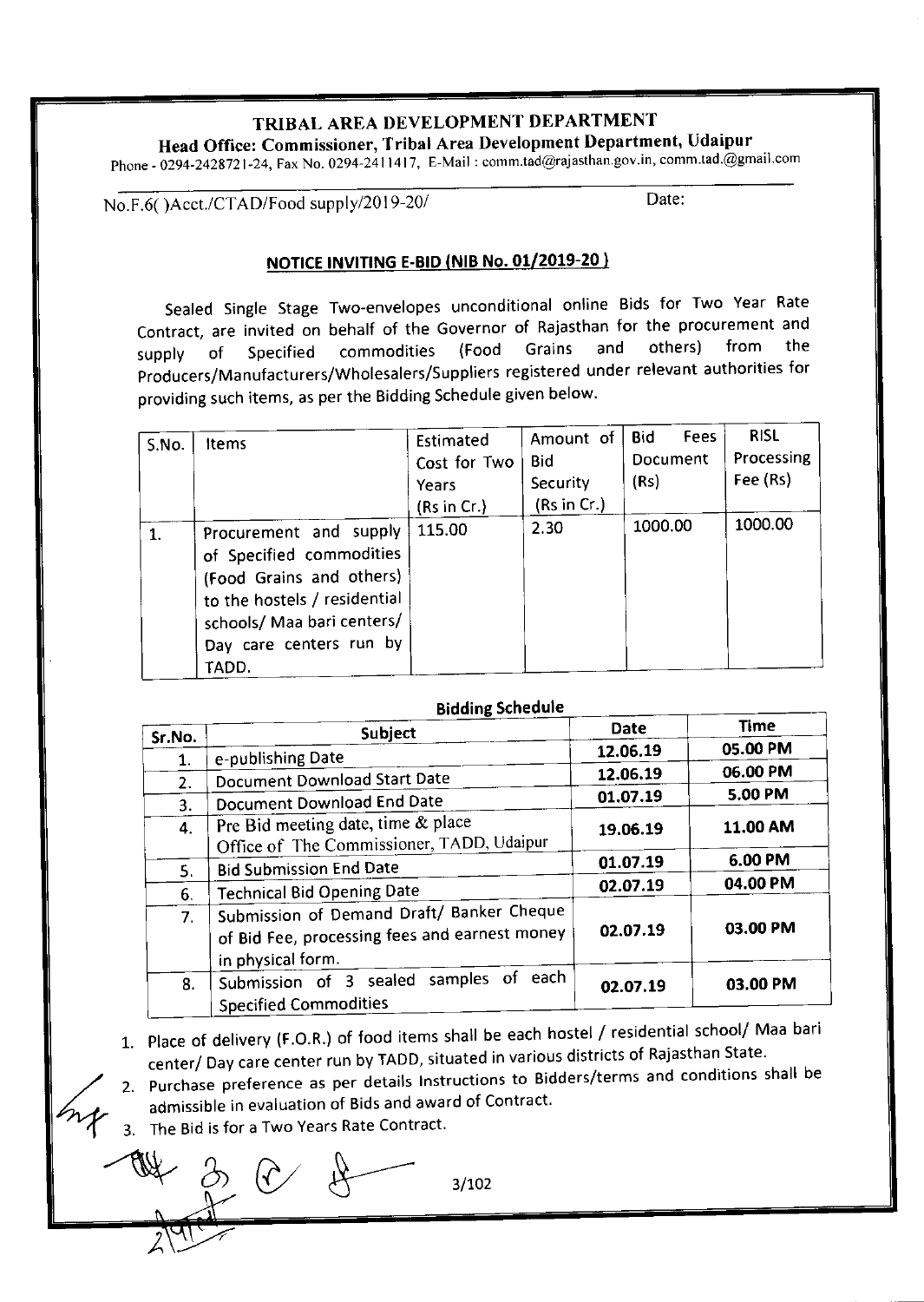# TRIBAL AREA DEVELOPMENT DEPARTMENT

**Head Office: Commissioner, Tribal Area Development Department, Udaipur**

Phone - 0294-2428721-24, Fax No. 0294-2411417, E-Mail : comm.tad@rajasthan.gov.in, comm.tad.@gmail.com

No.F.6( )Acct./CTAD/Food supply/2019-20/ Date:

## NOTICE INVITING E-BID (NIB No. 01/2019-20 )

Sealed Single Stage Two-envelopes unconditional online Bids for Two Year Rate Contract, are invited on behalf of the Governor of Rajasthan for the procurement and supply of Specified commodities (Food Grains and others) from the Producers/Manufacturers/Wholesalers/Suppliers registered under relevant authorities for providing such items, as per the Bidding Schedule given below.

| S.No. | Items | Estimated Cost for Two Years (Rs in Cr.) | Amount of Bid Security (Rs in Cr.) | Bid Fees Document (Rs) | RISL Processing Fee (Rs) |
|---|---|---|---|---|---|
| 1. | Procurement and supply of Specified commodities (Food Grains and others) to the hostels / residential schools/ Maa bari centers/ Day care centers run by TADD. | 115.00 | 2.30 | 1000.00 | 1000.00 |

**Bidding Schedule**

| Sr.No. | Subject | Date | Time |
|---|---|---|---|
| 1. | e-publishing Date | 12.06.19 | 05.00 PM |
| 2. | Document Download Start Date | 12.06.19 | 06.00 PM |
| 3. | Document Download End Date | 01.07.19 | 5.00 PM |
| 4. | Pre Bid meeting date, time & place Office of The Commissioner, TADD, Udaipur | 19.06.19 | 11.00 AM |
| 5. | Bid Submission End Date | 01.07.19 | 6.00 PM |
| 6. | Technical Bid Opening Date | 02.07.19 | 04.00 PM |
| 7. | Submission of Demand Draft/ Banker Cheque of Bid Fee, processing fees and earnest money in physical form. | 02.07.19 | 03.00 PM |
| 8. | Submission of 3 sealed samples of each Specified Commodities | 02.07.19 | 03.00 PM |

1. Place of delivery (F.O.R.) of food items shall be each hostel / residential school/ Maa bari center/ Day care center run by TADD, situated in various districts of Rajasthan State.
2. Purchase preference as per details Instructions to Bidders/terms and conditions shall be admissible in evaluation of Bids and award of Contract.
3. The Bid is for a Two Years Rate Contract.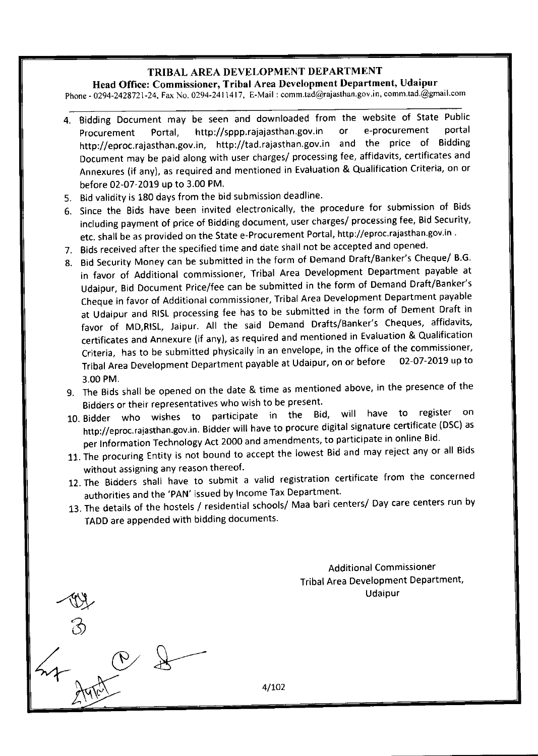# TRIBAL AREA DEVELOPMENT DEPARTMENT

**Head Office: Commissioner, Tribal Area Development Department, Udaipur**

Phone - 0294-2428721-24, Fax No. 0294-2411417, E-Mail : comm.tad@rajasthan.gov.in, comm.tad.@gmail.com

4. Bidding Document may be seen and downloaded from the website of State Public Procurement Portal, http://sppp.rajajasthan.gov.in or e-procurement portal http://eproc.rajasthan.gov.in, http://tad.rajasthan.gov.in and the price of Bidding Document may be paid along with user charges/ processing fee, affidavits, certificates and Annexures (if any), as required and mentioned in Evaluation & Qualification Criteria, on or before 02-07-2019 up to 3.00 PM.
5. Bid validity is 180 days from the bid submission deadline.
6. Since the Bids have been invited electronically, the procedure for submission of Bids including payment of price of Bidding document, user charges/ processing fee, Bid Security, etc. shall be as provided on the State e-Procurement Portal, http://eproc.rajasthan.gov.in .
7. Bids received after the specified time and date shall not be accepted and opened.
8. Bid Security Money can be submitted in the form of Demand Draft/Banker's Cheque/ B.G. in favor of Additional commissioner, Tribal Area Development Department payable at Udaipur, Bid Document Price/fee can be submitted in the form of Demand Draft/Banker's Cheque in favor of Additional commissioner, Tribal Area Development Department payable at Udaipur and RISL processing fee has to be submitted in the form of Dement Draft in favor of MD,RISL, Jaipur. All the said Demand Drafts/Banker's Cheques, affidavits, certificates and Annexure (if any), as required and mentioned in Evaluation & Qualification Criteria, has to be submitted physically in an envelope, in the office of the commissioner, Tribal Area Development Department payable at Udaipur, on or before 02-07-2019 up to 3.00 PM.
9. The Bids shall be opened on the date & time as mentioned above, in the presence of the Bidders or their representatives who wish to be present.
10. Bidder who wishes to participate in the Bid, will have to register on http://eproc.rajasthan.gov.in. Bidder will have to procure digital signature certificate (DSC) as per Information Technology Act 2000 and amendments, to participate in online Bid.
11. The procuring Entity is not bound to accept the lowest Bid and may reject any or all Bids without assigning any reason thereof.
12. The Bidders shall have to submit a valid registration certificate from the concerned authorities and the 'PAN' issued by Income Tax Department.
13. The details of the hostels / residential schools/ Maa bari centers/ Day care centers run by TADD are appended with bidding documents.

Additional Commissioner
Tribal Area Development Department,
Udaipur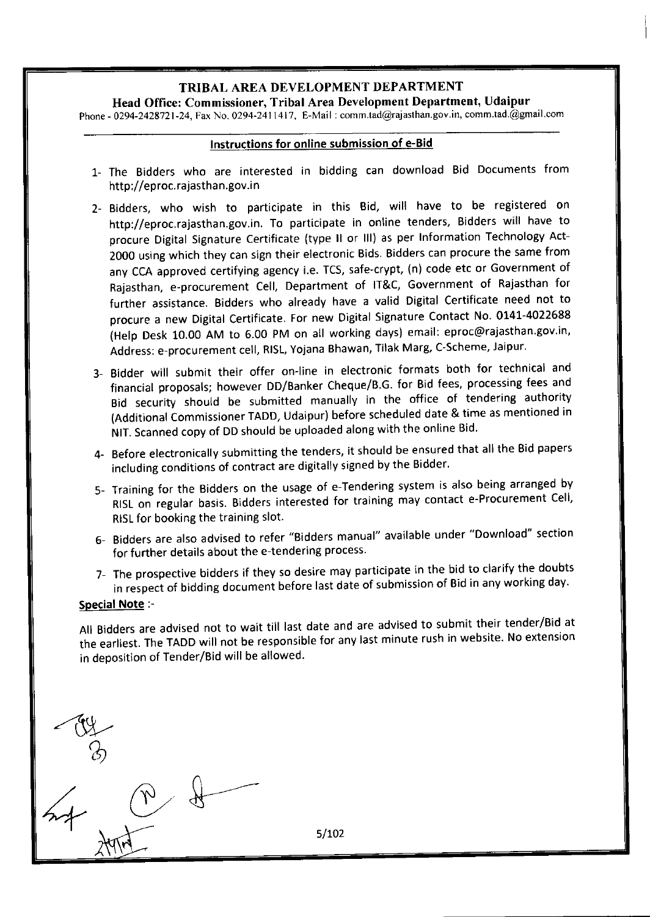**TRIBAL AREA DEVELOPMENT DEPARTMENT**

**Head Office: Commissioner, Tribal Area Development Department, Udaipur**

Phone - 0294-2428721-24, Fax No. 0294-2411417, E-Mail : comm.tad@rajasthan.gov.in, comm.tad.@gmail.com

## Instructions for online submission of e-Bid

1- The Bidders who are interested in bidding can download Bid Documents from http://eproc.rajasthan.gov.in

2- Bidders, who wish to participate in this Bid, will have to be registered on http://eproc.rajasthan.gov.in. To participate in online tenders, Bidders will have to procure Digital Signature Certificate (type II or III) as per Information Technology Act-2000 using which they can sign their electronic Bids. Bidders can procure the same from any CCA approved certifying agency i.e. TCS, safe-crypt, (n) code etc or Government of Rajasthan, e-procurement Cell, Department of IT&C, Government of Rajasthan for further assistance. Bidders who already have a valid Digital Certificate need not to procure a new Digital Certificate. For new Digital Signature Contact No. 0141-4022688 (Help Desk 10.00 AM to 6.00 PM on all working days) email: eproc@rajasthan.gov.in, Address: e-procurement cell, RISL, Yojana Bhawan, Tilak Marg, C-Scheme, Jaipur.

3- Bidder will submit their offer on-line in electronic formats both for technical and financial proposals; however DD/Banker Cheque/B.G. for Bid fees, processing fees and Bid security should be submitted manually in the office of tendering authority (Additional Commissioner TADD, Udaipur) before scheduled date & time as mentioned in NIT. Scanned copy of DD should be uploaded along with the online Bid.

4- Before electronically submitting the tenders, it should be ensured that all the Bid papers including conditions of contract are digitally signed by the Bidder.

5- Training for the Bidders on the usage of e-Tendering system is also being arranged by RISL on regular basis. Bidders interested for training may contact e-Procurement Cell, RISL for booking the training slot.

6- Bidders are also advised to refer "Bidders manual" available under "Download" section for further details about the e-tendering process.

7- The prospective bidders if they so desire may participate in the bid to clarify the doubts in respect of bidding document before last date of submission of Bid in any working day.

**Special Note** :-

All Bidders are advised not to wait till last date and are advised to submit their tender/Bid at the earliest. The TADD will not be responsible for any last minute rush in website. No extension in deposition of Tender/Bid will be allowed.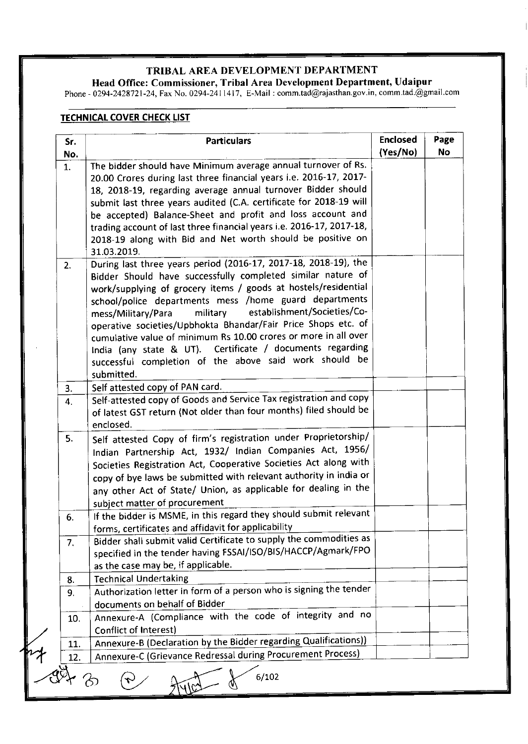# TRIBAL AREA DEVELOPMENT DEPARTMENT

## Head Office: Commissioner, Tribal Area Development Department, Udaipur

Phone - 0294-2428721-24, Fax No. 0294-2411417, E-Mail : comm.tad@rajasthan.gov.in, comm.tad.@gmail.com

**TECHNICAL COVER CHECK LIST**

| Sr. No. | Particulars | Enclosed (Yes/No) | Page No |
|---|---|---|---|
| 1. | The bidder should have Minimum average annual turnover of Rs. 20.00 Crores during last three financial years i.e. 2016-17, 2017-18, 2018-19, regarding average annual turnover Bidder should submit last three years audited (C.A. certificate for 2018-19 will be accepted) Balance-Sheet and profit and loss account and trading account of last three financial years i.e. 2016-17, 2017-18, 2018-19 along with Bid and Net worth should be positive on 31.03.2019. | | |
| 2. | During last three years period (2016-17, 2017-18, 2018-19), the Bidder Should have successfully completed similar nature of work/supplying of grocery items / goods at hostels/residential school/police departments mess /home guard departments mess/Military/Para military establishment/Societies/Co-operative societies/Upbhokta Bhandar/Fair Price Shops etc. of cumulative value of minimum Rs 10.00 crores or more in all over India (any state & UT). Certificate / documents regarding successful completion of the above said work should be submitted. | | |
| 3. | Self attested copy of PAN card. | | |
| 4. | Self-attested copy of Goods and Service Tax registration and copy of latest GST return (Not older than four months) filed should be enclosed. | | |
| 5. | Self attested Copy of firm's registration under Proprietorship/ Indian Partnership Act, 1932/ Indian Companies Act, 1956/ Societies Registration Act, Cooperative Societies Act along with copy of bye laws be submitted with relevant authority in india or any other Act of State/ Union, as applicable for dealing in the subject matter of procurement | | |
| 6. | If the bidder is MSME, in this regard they should submit relevant forms, certificates and affidavit for applicability | | |
| 7. | Bidder shall submit valid Certificate to supply the commodities as specified in the tender having FSSAI/ISO/BIS/HACCP/Agmark/FPO as the case may be, if applicable. | | |
| 8. | Technical Undertaking | | |
| 9. | Authorization letter in form of a person who is signing the tender documents on behalf of Bidder | | |
| 10. | Annexure-A (Compliance with the code of integrity and no Conflict of Interest) | | |
| 11. | Annexure-B (Declaration by the Bidder regarding Qualifications)) | | |
| 12. | Annexure-C (Grievance Redressal during Procurement Process) | | |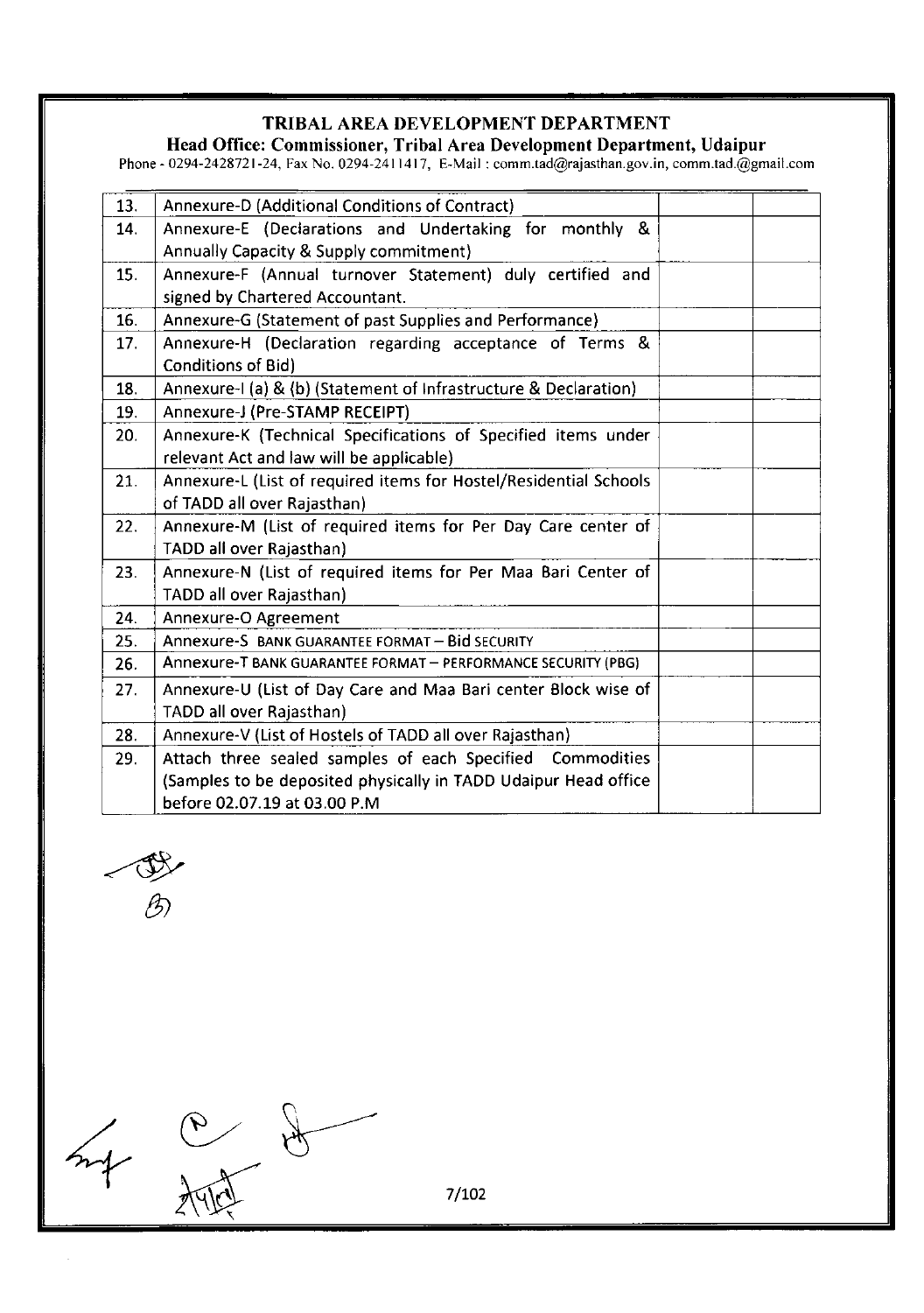**TRIBAL AREA DEVELOPMENT DEPARTMENT**

**Head Office: Commissioner, Tribal Area Development Department, Udaipur**

Phone - 0294-2428721-24, Fax No. 0294-2411417, E-Mail : comm.tad@rajasthan.gov.in, comm.tad.@gmail.com

| | | | |
|---|---|---|---|
| 13. | Annexure-D (Additional Conditions of Contract) | | |
| 14. | Annexure-E (Declarations and Undertaking for monthly & Annually Capacity & Supply commitment) | | |
| 15. | Annexure-F (Annual turnover Statement) duly certified and signed by Chartered Accountant. | | |
| 16. | Annexure-G (Statement of past Supplies and Performance) | | |
| 17. | Annexure-H (Declaration regarding acceptance of Terms & Conditions of Bid) | | |
| 18. | Annexure-I (a) & (b) (Statement of Infrastructure & Declaration) | | |
| 19. | Annexure-J (Pre-STAMP RECEIPT) | | |
| 20. | Annexure-K (Technical Specifications of Specified items under relevant Act and law will be applicable) | | |
| 21. | Annexure-L (List of required items for Hostel/Residential Schools of TADD all over Rajasthan) | | |
| 22. | Annexure-M (List of required items for Per Day Care center of TADD all over Rajasthan) | | |
| 23. | Annexure-N (List of required items for Per Maa Bari Center of TADD all over Rajasthan) | | |
| 24. | Annexure-O Agreement | | |
| 25. | Annexure-S BANK GUARANTEE FORMAT – Bid SECURITY | | |
| 26. | Annexure-T BANK GUARANTEE FORMAT – PERFORMANCE SECURITY (PBG) | | |
| 27. | Annexure-U (List of Day Care and Maa Bari center Block wise of TADD all over Rajasthan) | | |
| 28. | Annexure-V (List of Hostels of TADD all over Rajasthan) | | |
| 29. | Attach three sealed samples of each Specified Commodities (Samples to be deposited physically in TADD Udaipur Head office before 02.07.19 at 03.00 P.M | | |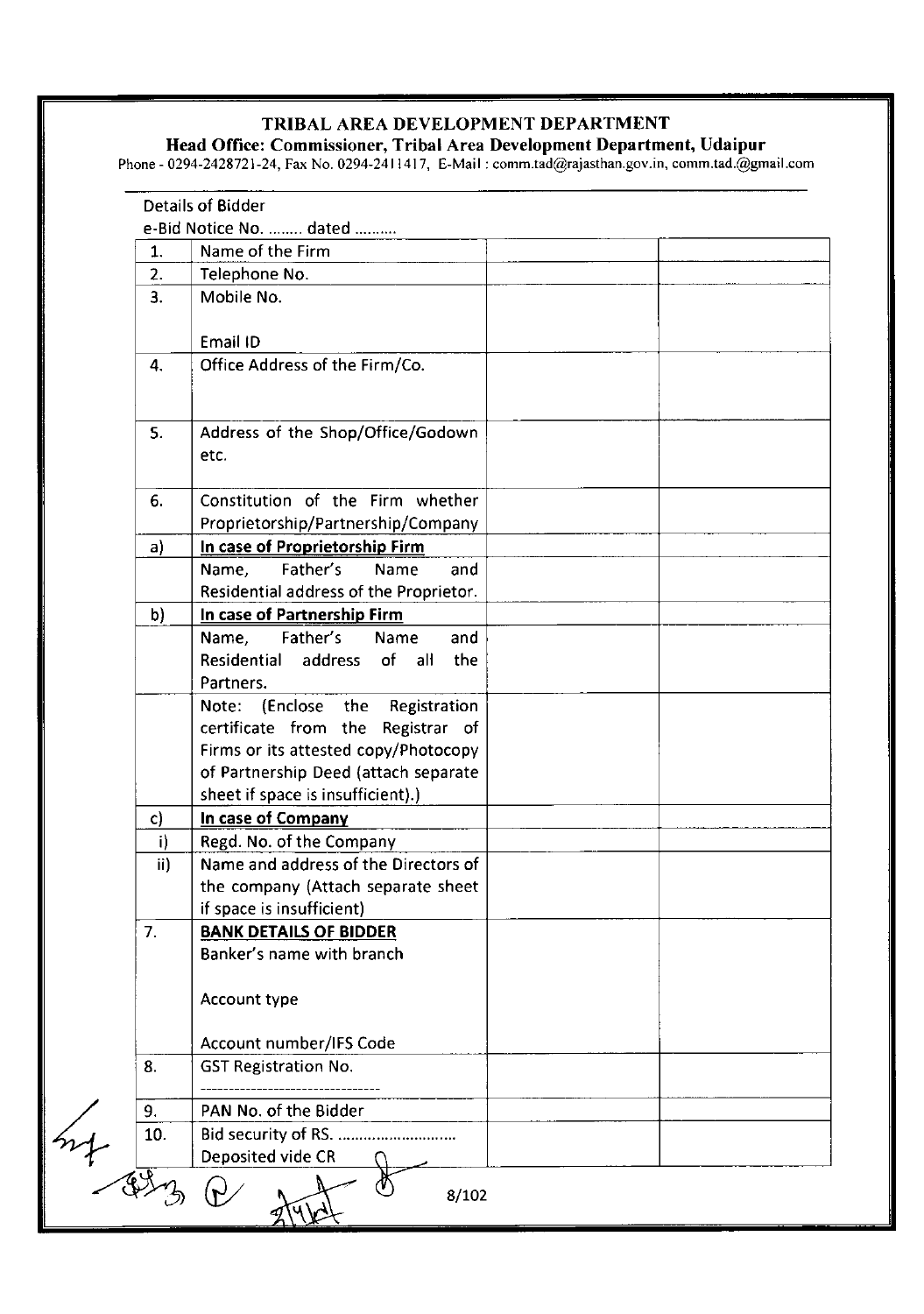**TRIBAL AREA DEVELOPMENT DEPARTMENT**

**Head Office: Commissioner, Tribal Area Development Department, Udaipur**

Phone - 0294-2428721-24, Fax No. 0294-2411417, E-Mail : comm.tad@rajasthan.gov.in, comm.tad.@gmail.com

Details of Bidder

e-Bid Notice No. ........ dated ..........

| | | | |
|---|---|---|---|
| 1. | Name of the Firm | | |
| 2. | Telephone No. | | |
| 3. | Mobile No.<br><br>Email ID | | |
| 4. | Office Address of the Firm/Co. | | |
| 5. | Address of the Shop/Office/Godown etc. | | |
| 6. | Constitution of the Firm whether Proprietorship/Partnership/Company | | |
| a) | **<u>In case of Proprietorship Firm</u>** | | |
| | Name, Father's Name and Residential address of the Proprietor. | | |
| b) | **<u>In case of Partnership Firm</u>** | | |
| | Name, Father's Name and Residential address of all the Partners. | | |
| | Note: (Enclose the Registration certificate from the Registrar of Firms or its attested copy/Photocopy of Partnership Deed (attach separate sheet if space is insufficient).) | | |
| c) | **<u>In case of Company</u>** | | |
| i) | Regd. No. of the Company | | |
| ii) | Name and address of the Directors of the company (Attach separate sheet if space is insufficient) | | |
| 7. | **<u>BANK DETAILS OF BIDDER</u>**<br>Banker's name with branch<br><br>Account type<br><br>Account number/IFS Code | | |
| 8. | GST Registration No.<br>-------------------------------- | | |
| 9. | PAN No. of the Bidder | | |
| 10. | Bid security of RS. ............................<br>Deposited vide CR | | |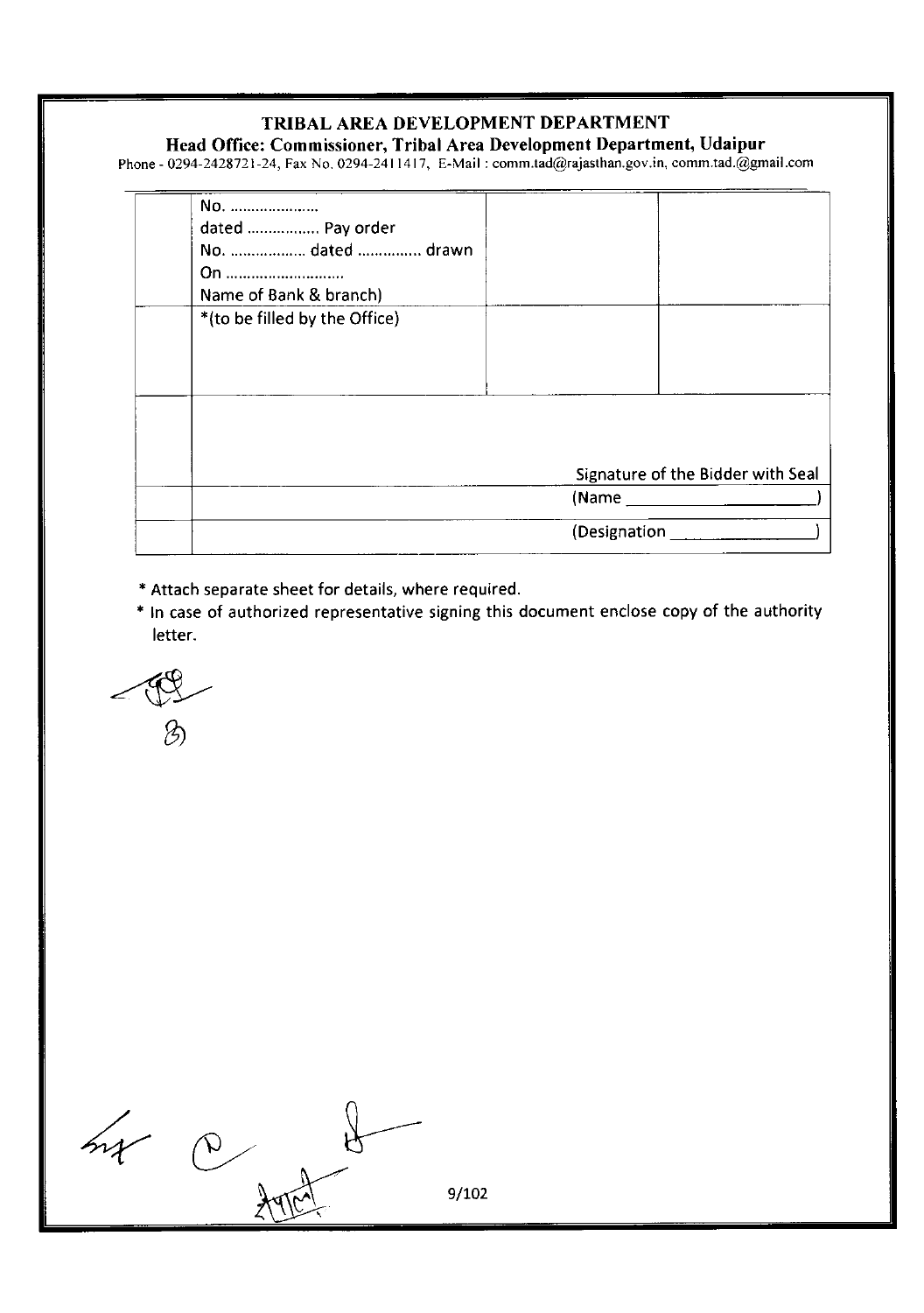**TRIBAL AREA DEVELOPMENT DEPARTMENT**

**Head Office: Commissioner, Tribal Area Development Department, Udaipur**

Phone - 0294-2428721-24, Fax No. 0294-2411417, E-Mail : comm.tad@rajasthan.gov.in, comm.tad.@gmail.com

| | | | |
|---|---|---|---|
| | No. ………………… dated ……………. Pay order No. ……………… dated ………….. drawn On ……………………… Name of Bank & branch) | | |
| | *(to be filled by the Office) | | |
| | Signature of the Bidder with Seal | | |
| | (Name ____________________) | | |
| | (Designation ______________) | | |

* Attach separate sheet for details, where required.
* In case of authorized representative signing this document enclose copy of the authority letter.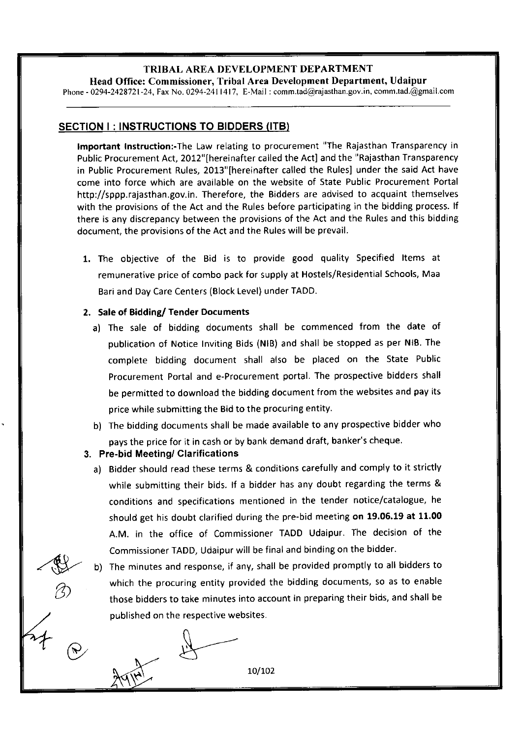**TRIBAL AREA DEVELOPMENT DEPARTMENT**

**Head Office: Commissioner, Tribal Area Development Department, Udaipur**

Phone - 0294-2428721-24, Fax No. 0294-2411417, E-Mail : comm.tad@rajasthan.gov.in, comm.tad.@gmail.com

## SECTION I : INSTRUCTIONS TO BIDDERS (ITB)

**Important Instruction:-**The Law relating to procurement "The Rajasthan Transparency in Public Procurement Act, 2012"[hereinafter called the Act] and the "Rajasthan Transparency in Public Procurement Rules, 2013"[hereinafter called the Rules] under the said Act have come into force which are available on the website of State Public Procurement Portal http://sppp.rajasthan.gov.in. Therefore, the Bidders are advised to acquaint themselves with the provisions of the Act and the Rules before participating in the bidding process. If there is any discrepancy between the provisions of the Act and the Rules and this bidding document, the provisions of the Act and the Rules will be prevail.

1. The objective of the Bid is to provide good quality Specified Items at remunerative price of combo pack for supply at Hostels/Residential Schools, Maa Bari and Day Care Centers (Block Level) under TADD.

2. **Sale of Bidding/ Tender Documents**
   a) The sale of bidding documents shall be commenced from the date of publication of Notice Inviting Bids (NIB) and shall be stopped as per NIB. The complete bidding document shall also be placed on the State Public Procurement Portal and e-Procurement portal. The prospective bidders shall be permitted to download the bidding document from the websites and pay its price while submitting the Bid to the procuring entity.
   b) The bidding documents shall be made available to any prospective bidder who pays the price for it in cash or by bank demand draft, banker's cheque.

3. **Pre-bid Meeting/ Clarifications**
   a) Bidder should read these terms & conditions carefully and comply to it strictly while submitting their bids. If a bidder has any doubt regarding the terms & conditions and specifications mentioned in the tender notice/catalogue, he should get his doubt clarified during the pre-bid meeting **on 19.06.19 at 11.00** A.M. in the office of Commissioner TADD Udaipur. The decision of the Commissioner TADD, Udaipur will be final and binding on the bidder.
   b) The minutes and response, if any, shall be provided promptly to all bidders to which the procuring entity provided the bidding documents, so as to enable those bidders to take minutes into account in preparing their bids, and shall be published on the respective websites.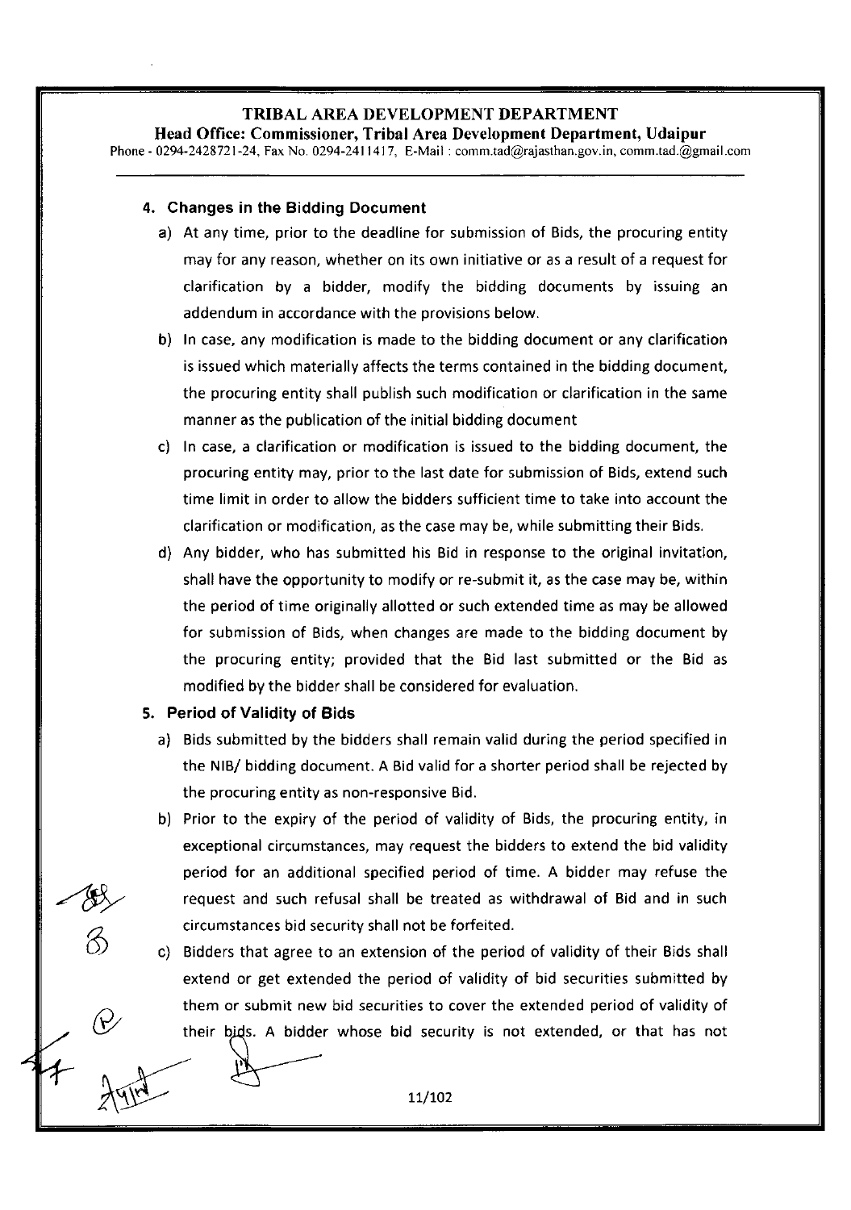## 4. Changes in the Bidding Document

a) At any time, prior to the deadline for submission of Bids, the procuring entity may for any reason, whether on its own initiative or as a result of a request for clarification by a bidder, modify the bidding documents by issuing an addendum in accordance with the provisions below.

b) In case, any modification is made to the bidding document or any clarification is issued which materially affects the terms contained in the bidding document, the procuring entity shall publish such modification or clarification in the same manner as the publication of the initial bidding document

c) In case, a clarification or modification is issued to the bidding document, the procuring entity may, prior to the last date for submission of Bids, extend such time limit in order to allow the bidders sufficient time to take into account the clarification or modification, as the case may be, while submitting their Bids.

d) Any bidder, who has submitted his Bid in response to the original invitation, shall have the opportunity to modify or re-submit it, as the case may be, within the period of time originally allotted or such extended time as may be allowed for submission of Bids, when changes are made to the bidding document by the procuring entity; provided that the Bid last submitted or the Bid as modified by the bidder shall be considered for evaluation.

## 5. Period of Validity of Bids

a) Bids submitted by the bidders shall remain valid during the period specified in the NIB/ bidding document. A Bid valid for a shorter period shall be rejected by the procuring entity as non-responsive Bid.

b) Prior to the expiry of the period of validity of Bids, the procuring entity, in exceptional circumstances, may request the bidders to extend the bid validity period for an additional specified period of time. A bidder may refuse the request and such refusal shall be treated as withdrawal of Bid and in such circumstances bid security shall not be forfeited.

c) Bidders that agree to an extension of the period of validity of their Bids shall extend or get extended the period of validity of bid securities submitted by them or submit new bid securities to cover the extended period of validity of their bids. A bidder whose bid security is not extended, or that has not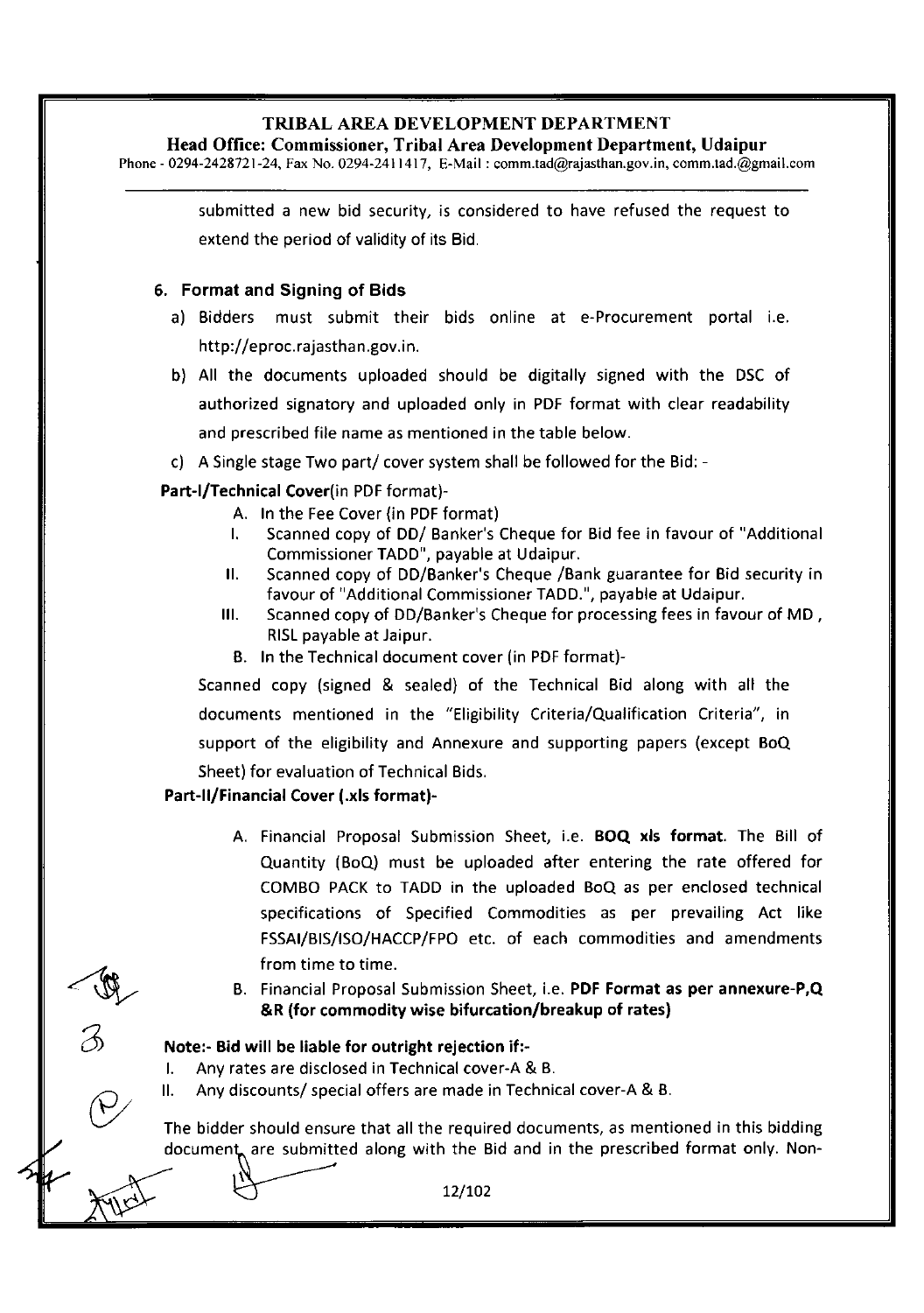submitted a new bid security, is considered to have refused the request to extend the period of validity of its Bid.

### 6. Format and Signing of Bids

a) Bidders must submit their bids online at e-Procurement portal i.e. http://eproc.rajasthan.gov.in.

b) All the documents uploaded should be digitally signed with the DSC of authorized signatory and uploaded only in PDF format with clear readability and prescribed file name as mentioned in the table below.

c) A Single stage Two part/ cover system shall be followed for the Bid: -

**Part-I/Technical Cover**(in PDF format)-

A. In the Fee Cover (in PDF format)

I. Scanned copy of DD/ Banker's Cheque for Bid fee in favour of "Additional Commissioner TADD", payable at Udaipur.

II. Scanned copy of DD/Banker's Cheque /Bank guarantee for Bid security in favour of "Additional Commissioner TADD.", payable at Udaipur.

III. Scanned copy of DD/Banker's Cheque for processing fees in favour of MD , RISL payable at Jaipur.

B. In the Technical document cover (in PDF format)-

Scanned copy (signed & sealed) of the Technical Bid along with all the documents mentioned in the "Eligibility Criteria/Qualification Criteria", in support of the eligibility and Annexure and supporting papers (except BoQ Sheet) for evaluation of Technical Bids.

**Part-II/Financial Cover (.xls format)-**

A. Financial Proposal Submission Sheet, i.e. **BOQ xls format**. The Bill of Quantity (BoQ) must be uploaded after entering the rate offered for COMBO PACK to TADD in the uploaded BoQ as per enclosed technical specifications of Specified Commodities as per prevailing Act like FSSAI/BIS/ISO/HACCP/FPO etc. of each commodities and amendments from time to time.

B. Financial Proposal Submission Sheet, i.e. **PDF Format as per annexure-P,Q &R (for commodity wise bifurcation/breakup of rates)**

**Note:- Bid will be liable for outright rejection if:-**

I. Any rates are disclosed in Technical cover-A & B.

II. Any discounts/ special offers are made in Technical cover-A & B.

The bidder should ensure that all the required documents, as mentioned in this bidding document are submitted along with the Bid and in the prescribed format only. Non-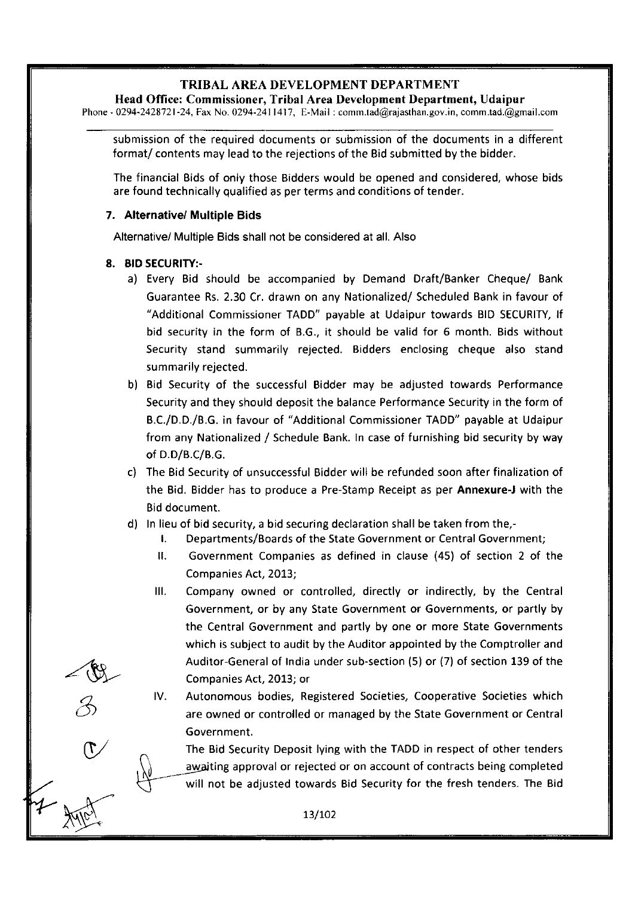submission of the required documents or submission of the documents in a different format/ contents may lead to the rejections of the Bid submitted by the bidder.

The financial Bids of only those Bidders would be opened and considered, whose bids are found technically qualified as per terms and conditions of tender.

### 7. Alternative/ Multiple Bids

Alternative/ Multiple Bids shall not be considered at all. Also

### 8. BID SECURITY:-

a) Every Bid should be accompanied by Demand Draft/Banker Cheque/ Bank Guarantee Rs. 2.30 Cr. drawn on any Nationalized/ Scheduled Bank in favour of "Additional Commissioner TADD" payable at Udaipur towards BID SECURITY, If bid security in the form of B.G., it should be valid for 6 month. Bids without Security stand summarily rejected. Bidders enclosing cheque also stand summarily rejected.

b) Bid Security of the successful Bidder may be adjusted towards Performance Security and they should deposit the balance Performance Security in the form of B.C./D.D./B.G. in favour of "Additional Commissioner TADD" payable at Udaipur from any Nationalized / Schedule Bank. In case of furnishing bid security by way of D.D/B.C/B.G.

c) The Bid Security of unsuccessful Bidder will be refunded soon after finalization of the Bid. Bidder has to produce a Pre-Stamp Receipt as per **Annexure-J** with the Bid document.

d) In lieu of bid security, a bid securing declaration shall be taken from the,-

   I. Departments/Boards of the State Government or Central Government;

   II. Government Companies as defined in clause (45) of section 2 of the Companies Act, 2013;

   III. Company owned or controlled, directly or indirectly, by the Central Government, or by any State Government or Governments, or partly by the Central Government and partly by one or more State Governments which is subject to audit by the Auditor appointed by the Comptroller and Auditor-General of India under sub-section (5) or (7) of section 139 of the Companies Act, 2013; or

   IV. Autonomous bodies, Registered Societies, Cooperative Societies which are owned or controlled or managed by the State Government or Central Government.

   The Bid Security Deposit lying with the TADD in respect of other tenders awaiting approval or rejected or on account of contracts being completed will not be adjusted towards Bid Security for the fresh tenders. The Bid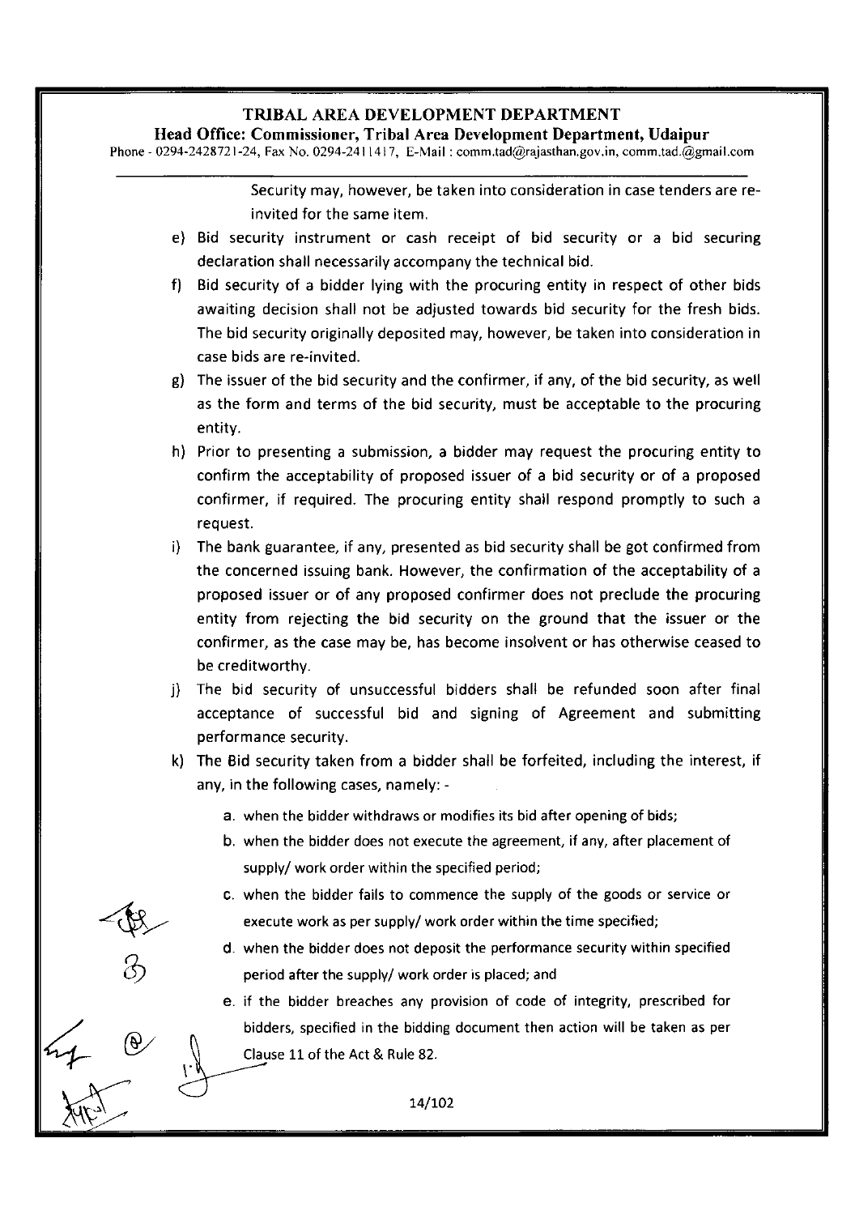Security may, however, be taken into consideration in case tenders are re-invited for the same item.

e) Bid security instrument or cash receipt of bid security or a bid securing declaration shall necessarily accompany the technical bid.

f) Bid security of a bidder lying with the procuring entity in respect of other bids awaiting decision shall not be adjusted towards bid security for the fresh bids. The bid security originally deposited may, however, be taken into consideration in case bids are re-invited.

g) The issuer of the bid security and the confirmer, if any, of the bid security, as well as the form and terms of the bid security, must be acceptable to the procuring entity.

h) Prior to presenting a submission, a bidder may request the procuring entity to confirm the acceptability of proposed issuer of a bid security or of a proposed confirmer, if required. The procuring entity shall respond promptly to such a request.

i) The bank guarantee, if any, presented as bid security shall be got confirmed from the concerned issuing bank. However, the confirmation of the acceptability of a proposed issuer or of any proposed confirmer does not preclude the procuring entity from rejecting the bid security on the ground that the issuer or the confirmer, as the case may be, has become insolvent or has otherwise ceased to be creditworthy.

j) The bid security of unsuccessful bidders shall be refunded soon after final acceptance of successful bid and signing of Agreement and submitting performance security.

k) The Bid security taken from a bidder shall be forfeited, including the interest, if any, in the following cases, namely: -

   a. when the bidder withdraws or modifies its bid after opening of bids;
   b. when the bidder does not execute the agreement, if any, after placement of supply/ work order within the specified period;
   c. when the bidder fails to commence the supply of the goods or service or execute work as per supply/ work order within the time specified;
   d. when the bidder does not deposit the performance security within specified period after the supply/ work order is placed; and
   e. if the bidder breaches any provision of code of integrity, prescribed for bidders, specified in the bidding document then action will be taken as per Clause 11 of the Act & Rule 82.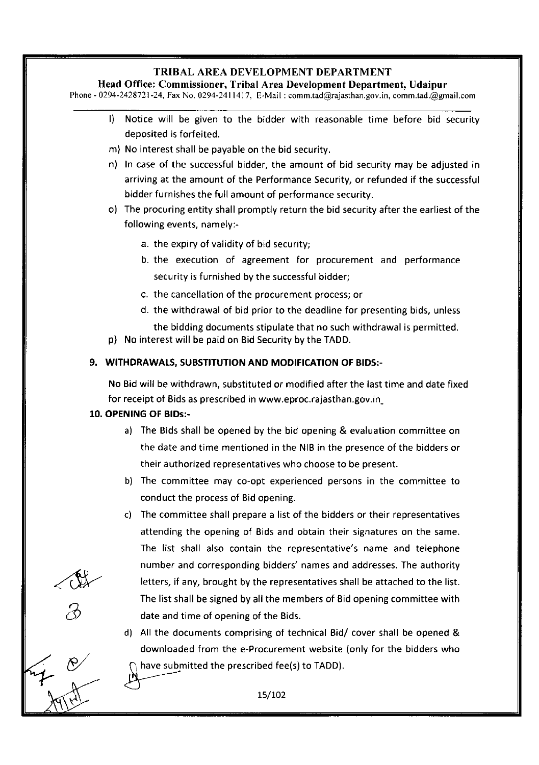l) Notice will be given to the bidder with reasonable time before bid security deposited is forfeited.

m) No interest shall be payable on the bid security.

n) In case of the successful bidder, the amount of bid security may be adjusted in arriving at the amount of the Performance Security, or refunded if the successful bidder furnishes the full amount of performance security.

o) The procuring entity shall promptly return the bid security after the earliest of the following events, namely:-

   a. the expiry of validity of bid security;
   b. the execution of agreement for procurement and performance security is furnished by the successful bidder;
   c. the cancellation of the procurement process; or
   d. the withdrawal of bid prior to the deadline for presenting bids, unless the bidding documents stipulate that no such withdrawal is permitted.

p) No interest will be paid on Bid Security by the TADD.

**9. WITHDRAWALS, SUBSTITUTION AND MODIFICATION OF BIDS:-**

No Bid will be withdrawn, substituted or modified after the last time and date fixed for receipt of Bids as prescribed in www.eproc.rajasthan.gov.in

**10. OPENING OF BIDs:-**

a) The Bids shall be opened by the bid opening & evaluation committee on the date and time mentioned in the NIB in the presence of the bidders or their authorized representatives who choose to be present.

b) The committee may co-opt experienced persons in the committee to conduct the process of Bid opening.

c) The committee shall prepare a list of the bidders or their representatives attending the opening of Bids and obtain their signatures on the same. The list shall also contain the representative's name and telephone number and corresponding bidders' names and addresses. The authority letters, if any, brought by the representatives shall be attached to the list. The list shall be signed by all the members of Bid opening committee with date and time of opening of the Bids.

d) All the documents comprising of technical Bid/ cover shall be opened & downloaded from the e-Procurement website (only for the bidders who have submitted the prescribed fee(s) to TADD).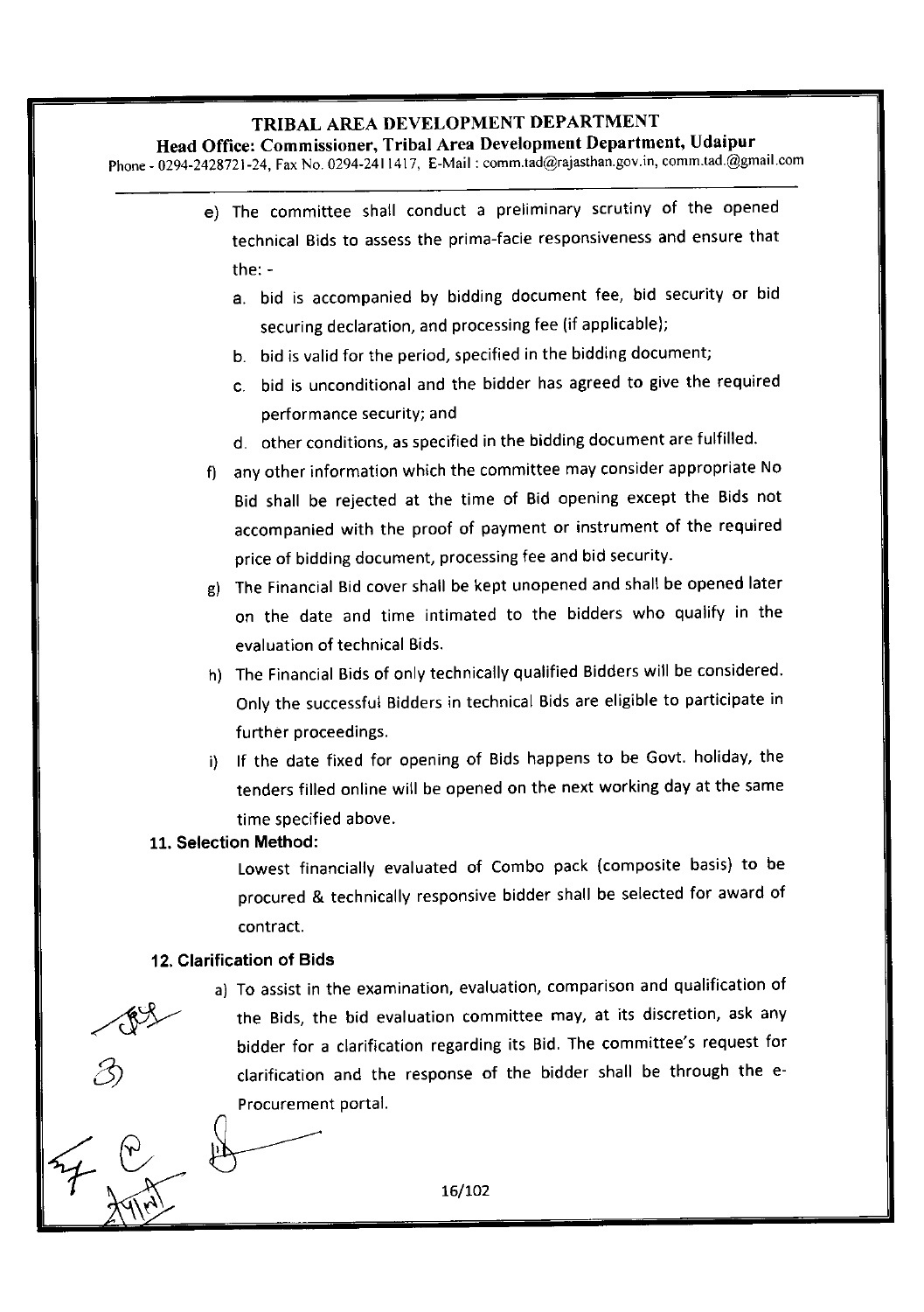e) The committee shall conduct a preliminary scrutiny of the opened technical Bids to assess the prima-facie responsiveness and ensure that the: -
   a. bid is accompanied by bidding document fee, bid security or bid securing declaration, and processing fee (if applicable);
   b. bid is valid for the period, specified in the bidding document;
   c. bid is unconditional and the bidder has agreed to give the required performance security; and
   d. other conditions, as specified in the bidding document are fulfilled.

f) any other information which the committee may consider appropriate No Bid shall be rejected at the time of Bid opening except the Bids not accompanied with the proof of payment or instrument of the required price of bidding document, processing fee and bid security.

g) The Financial Bid cover shall be kept unopened and shall be opened later on the date and time intimated to the bidders who qualify in the evaluation of technical Bids.

h) The Financial Bids of only technically qualified Bidders will be considered. Only the successful Bidders in technical Bids are eligible to participate in further proceedings.

i) If the date fixed for opening of Bids happens to be Govt. holiday, the tenders filled online will be opened on the next working day at the same time specified above.

**11. Selection Method:**

Lowest financially evaluated of Combo pack (composite basis) to be procured & technically responsive bidder shall be selected for award of contract.

**12. Clarification of Bids**

a) To assist in the examination, evaluation, comparison and qualification of the Bids, the bid evaluation committee may, at its discretion, ask any bidder for a clarification regarding its Bid. The committee's request for clarification and the response of the bidder shall be through the e-Procurement portal.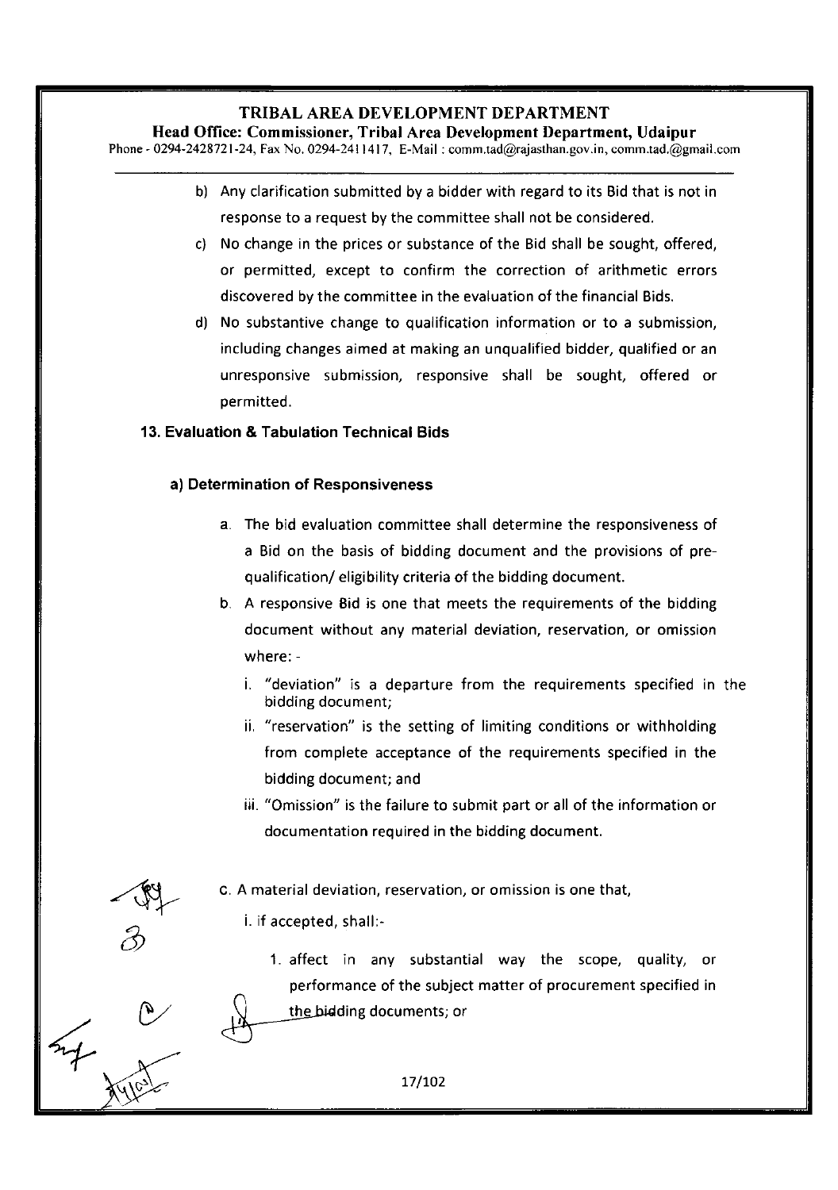b) Any clarification submitted by a bidder with regard to its Bid that is not in response to a request by the committee shall not be considered.

c) No change in the prices or substance of the Bid shall be sought, offered, or permitted, except to confirm the correction of arithmetic errors discovered by the committee in the evaluation of the financial Bids.

d) No substantive change to qualification information or to a submission, including changes aimed at making an unqualified bidder, qualified or an unresponsive submission, responsive shall be sought, offered or permitted.

### 13. Evaluation & Tabulation Technical Bids

#### a) Determination of Responsiveness

a. The bid evaluation committee shall determine the responsiveness of a Bid on the basis of bidding document and the provisions of pre-qualification/ eligibility criteria of the bidding document.

b. A responsive Bid is one that meets the requirements of the bidding document without any material deviation, reservation, or omission where: -

   i. "deviation" is a departure from the requirements specified in the bidding document;

   ii. "reservation" is the setting of limiting conditions or withholding from complete acceptance of the requirements specified in the bidding document; and

   iii. "Omission" is the failure to submit part or all of the information or documentation required in the bidding document.

c. A material deviation, reservation, or omission is one that,

   i. if accepted, shall:-

      1. affect in any substantial way the scope, quality, or performance of the subject matter of procurement specified in the bidding documents; or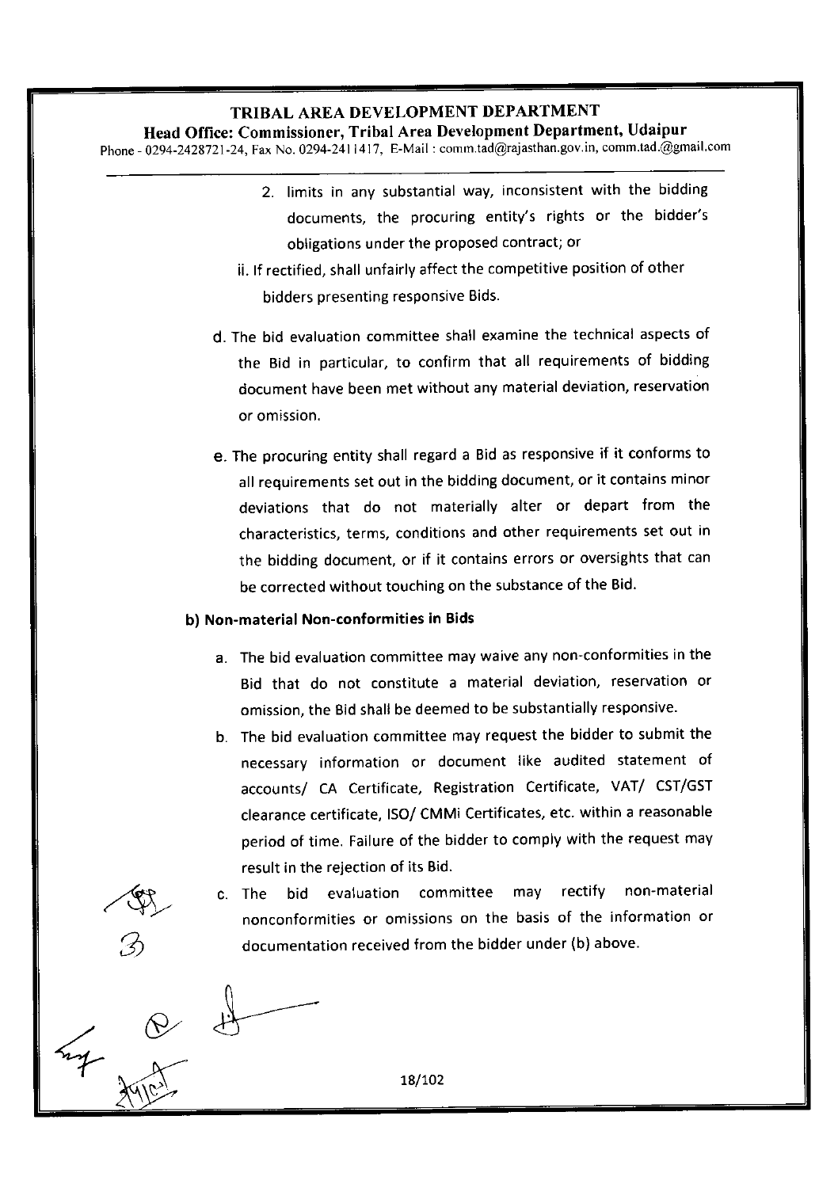2. limits in any substantial way, inconsistent with the bidding documents, the procuring entity's rights or the bidder's obligations under the proposed contract; or

ii. If rectified, shall unfairly affect the competitive position of other bidders presenting responsive Bids.

d. The bid evaluation committee shall examine the technical aspects of the Bid in particular, to confirm that all requirements of bidding document have been met without any material deviation, reservation or omission.

e. The procuring entity shall regard a Bid as responsive if it conforms to all requirements set out in the bidding document, or it contains minor deviations that do not materially alter or depart from the characteristics, terms, conditions and other requirements set out in the bidding document, or if it contains errors or oversights that can be corrected without touching on the substance of the Bid.

**b) Non-material Non-conformities in Bids**

a. The bid evaluation committee may waive any non-conformities in the Bid that do not constitute a material deviation, reservation or omission, the Bid shall be deemed to be substantially responsive.

b. The bid evaluation committee may request the bidder to submit the necessary information or document like audited statement of accounts/ CA Certificate, Registration Certificate, VAT/ CST/GST clearance certificate, ISO/ CMMi Certificates, etc. within a reasonable period of time. Failure of the bidder to comply with the request may result in the rejection of its Bid.

c. The bid evaluation committee may rectify non-material nonconformities or omissions on the basis of the information or documentation received from the bidder under (b) above.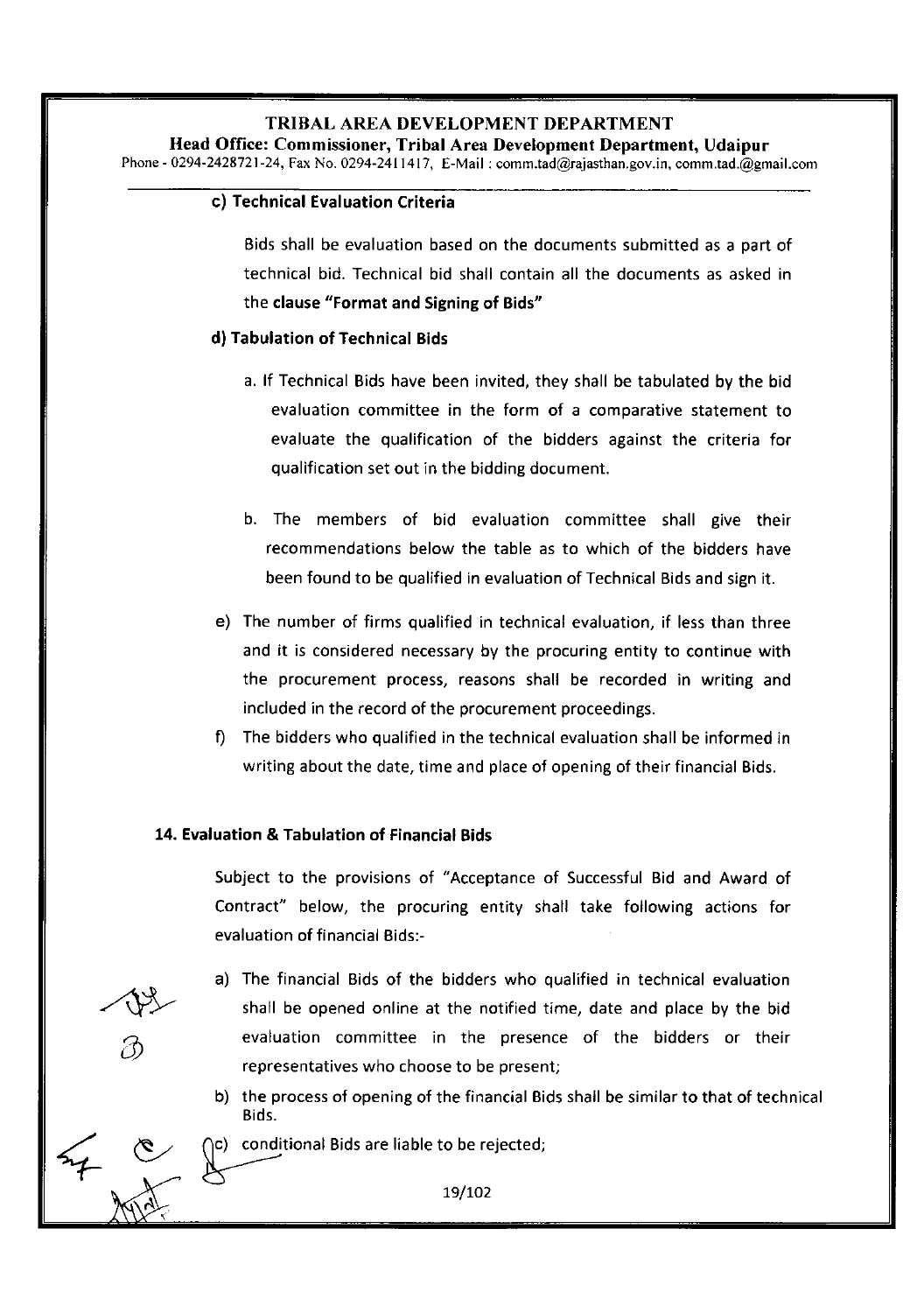#### c) Technical Evaluation Criteria

Bids shall be evaluation based on the documents submitted as a part of technical bid. Technical bid shall contain all the documents as asked in the **clause "Format and Signing of Bids"**

#### d) Tabulation of Technical Bids

a. If Technical Bids have been invited, they shall be tabulated by the bid evaluation committee in the form of a comparative statement to evaluate the qualification of the bidders against the criteria for qualification set out in the bidding document.

b. The members of bid evaluation committee shall give their recommendations below the table as to which of the bidders have been found to be qualified in evaluation of Technical Bids and sign it.

e) The number of firms qualified in technical evaluation, if less than three and it is considered necessary by the procuring entity to continue with the procurement process, reasons shall be recorded in writing and included in the record of the procurement proceedings.

f) The bidders who qualified in the technical evaluation shall be informed in writing about the date, time and place of opening of their financial Bids.

### 14. Evaluation & Tabulation of Financial Bids

Subject to the provisions of "Acceptance of Successful Bid and Award of Contract" below, the procuring entity shall take following actions for evaluation of financial Bids:-

a) The financial Bids of the bidders who qualified in technical evaluation shall be opened online at the notified time, date and place by the bid evaluation committee in the presence of the bidders or their representatives who choose to be present;

b) the process of opening of the financial Bids shall be similar to that of technical Bids.

c) conditional Bids are liable to be rejected;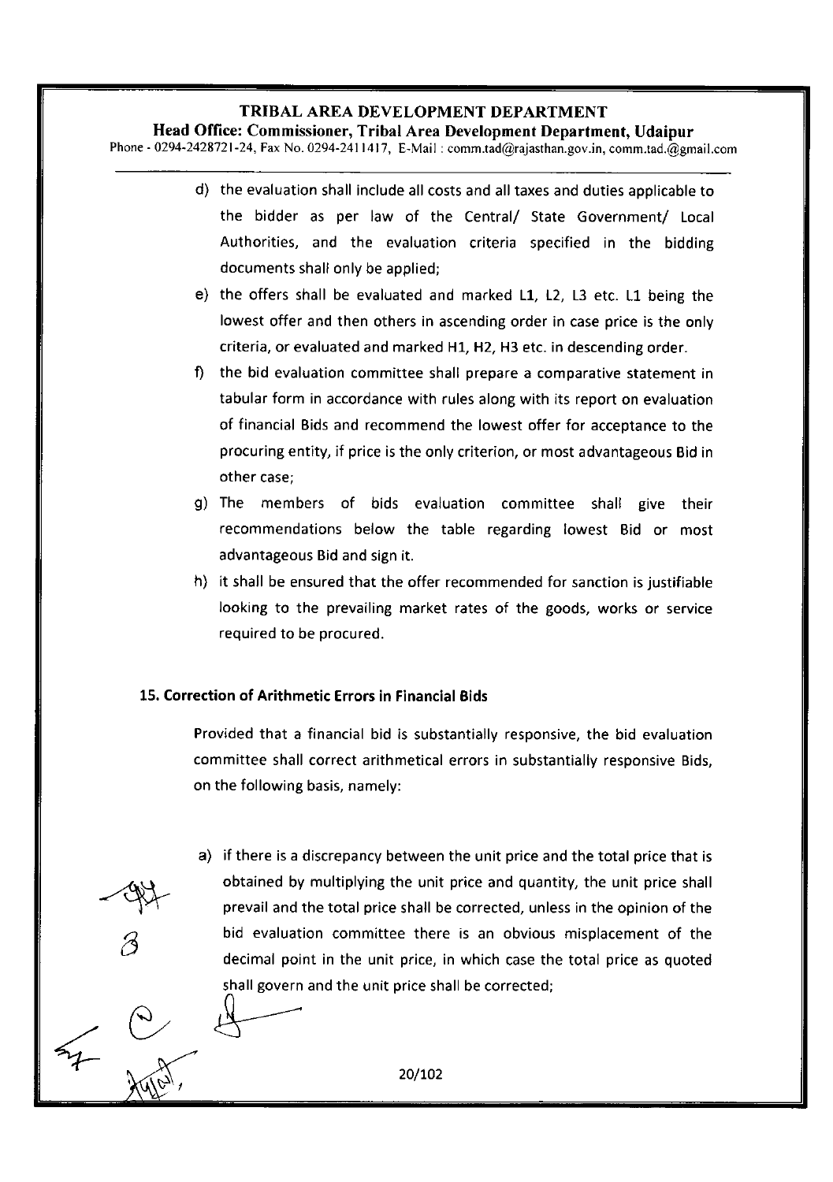d) the evaluation shall include all costs and all taxes and duties applicable to the bidder as per law of the Central/ State Government/ Local Authorities, and the evaluation criteria specified in the bidding documents shall only be applied;

e) the offers shall be evaluated and marked L1, L2, L3 etc. L1 being the lowest offer and then others in ascending order in case price is the only criteria, or evaluated and marked H1, H2, H3 etc. in descending order.

f) the bid evaluation committee shall prepare a comparative statement in tabular form in accordance with rules along with its report on evaluation of financial Bids and recommend the lowest offer for acceptance to the procuring entity, if price is the only criterion, or most advantageous Bid in other case;

g) The members of bids evaluation committee shall give their recommendations below the table regarding lowest Bid or most advantageous Bid and sign it.

h) it shall be ensured that the offer recommended for sanction is justifiable looking to the prevailing market rates of the goods, works or service required to be procured.

**15. Correction of Arithmetic Errors in Financial Bids**

Provided that a financial bid is substantially responsive, the bid evaluation committee shall correct arithmetical errors in substantially responsive Bids, on the following basis, namely:

a) if there is a discrepancy between the unit price and the total price that is obtained by multiplying the unit price and quantity, the unit price shall prevail and the total price shall be corrected, unless in the opinion of the bid evaluation committee there is an obvious misplacement of the decimal point in the unit price, in which case the total price as quoted shall govern and the unit price shall be corrected;